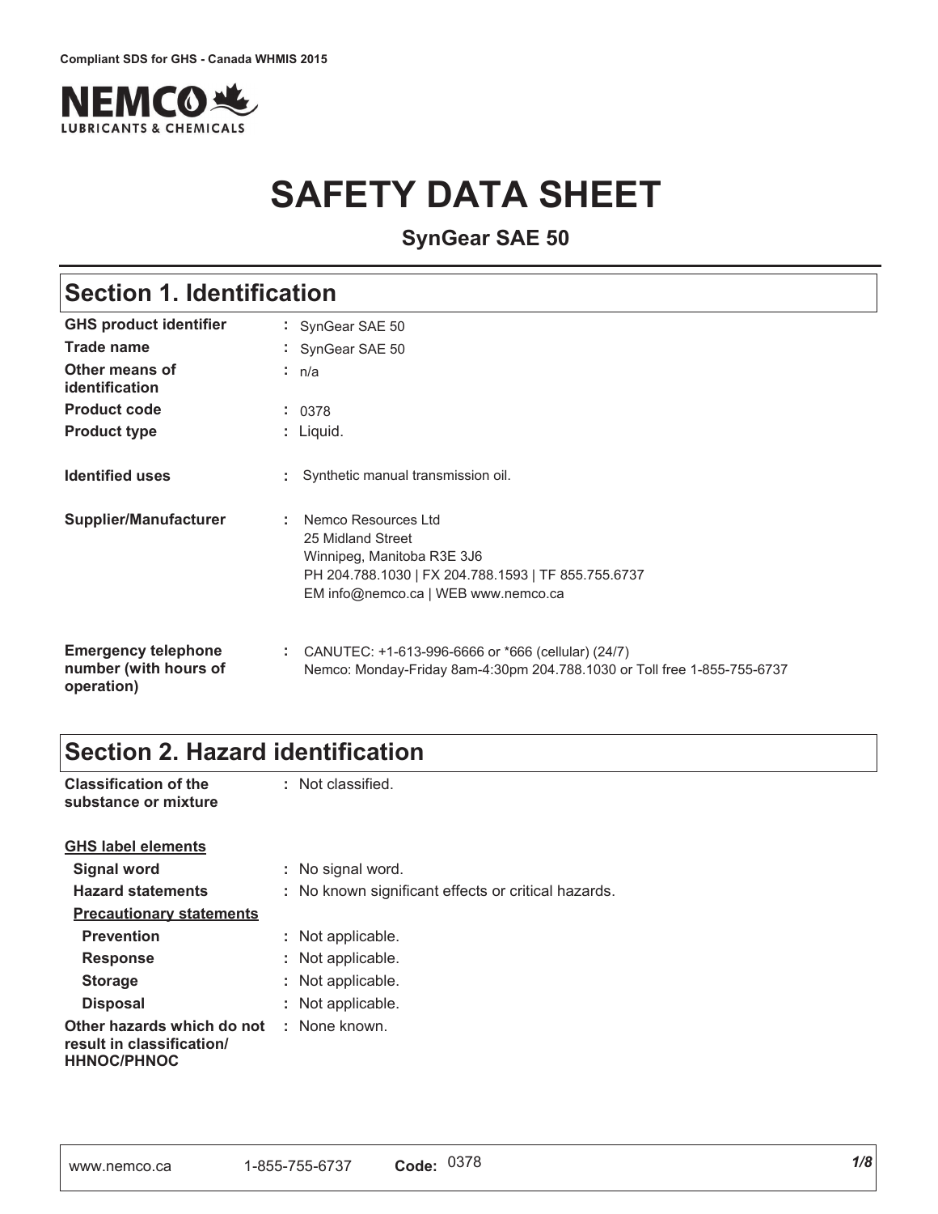Compliant SDS for GHS - Canada WHMIS 2015

NEMCO LUBRICANTS & CHEMICALS

# SAFETY DATA SHEET

## SynGear SAE 50

## Section 1. Identification

| | | |
|---|---|---|
| **GHS product identifier** | : | SynGear SAE 50 |
| **Trade name** | : | SynGear SAE 50 |
| **Other means of identification** | : | n/a |
| **Product code** | : | 0378 |
| **Product type** | : | Liquid. |
| **Identified uses** | : | Synthetic manual transmission oil. |
| **Supplier/Manufacturer** | : | Nemco Resources Ltd<br>25 Midland Street<br>Winnipeg, Manitoba R3E 3J6<br>PH 204.788.1030 \| FX 204.788.1593 \| TF 855.755.6737<br>EM info@nemco.ca \| WEB www.nemco.ca |
| **Emergency telephone number (with hours of operation)** | : | CANUTEC: +1-613-996-6666 or *666 (cellular) (24/7)<br>Nemco: Monday-Friday 8am-4:30pm 204.788.1030 or Toll free 1-855-755-6737 |

## Section 2. Hazard identification

| | | |
|---|---|---|
| **Classification of the substance or mixture** | : | Not classified. |

**GHS label elements**

| | | |
|---|---|---|
| **Signal word** | : | No signal word. |
| **Hazard statements** | : | No known significant effects or critical hazards. |

**Precautionary statements**

| | | |
|---|---|---|
| **Prevention** | : | Not applicable. |
| **Response** | : | Not applicable. |
| **Storage** | : | Not applicable. |
| **Disposal** | : | Not applicable. |
| **Other hazards which do not result in classification/ HHNOC/PHNOC** | : | None known. |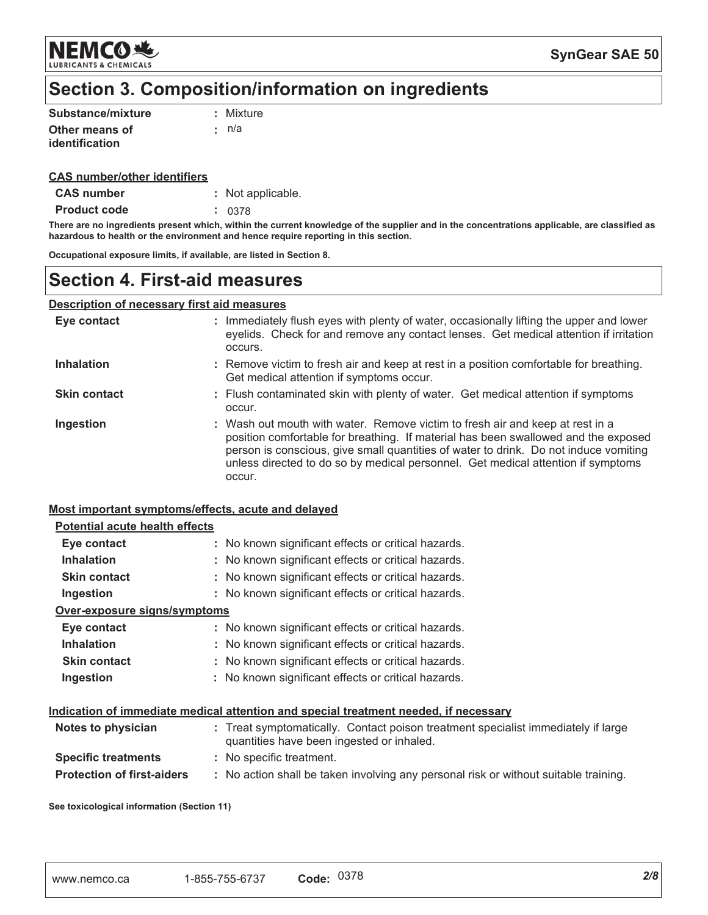## Section 3. Composition/information on ingredients

| | |
|---|---|
| **Substance/mixture** | : Mixture |
| **Other means of identification** | : n/a |

**CAS number/other identifiers**

| | |
|---|---|
| **CAS number** | : Not applicable. |
| **Product code** | : 0378 |

**There are no ingredients present which, within the current knowledge of the supplier and in the concentrations applicable, are classified as hazardous to health or the environment and hence require reporting in this section.**

**Occupational exposure limits, if available, are listed in Section 8.**

## Section 4. First-aid measures

**Description of necessary first aid measures**

| | |
|---|---|
| **Eye contact** | : Immediately flush eyes with plenty of water, occasionally lifting the upper and lower eyelids. Check for and remove any contact lenses. Get medical attention if irritation occurs. |
| **Inhalation** | : Remove victim to fresh air and keep at rest in a position comfortable for breathing. Get medical attention if symptoms occur. |
| **Skin contact** | : Flush contaminated skin with plenty of water. Get medical attention if symptoms occur. |
| **Ingestion** | : Wash out mouth with water. Remove victim to fresh air and keep at rest in a position comfortable for breathing. If material has been swallowed and the exposed person is conscious, give small quantities of water to drink. Do not induce vomiting unless directed to do so by medical personnel. Get medical attention if symptoms occur. |

**Most important symptoms/effects, acute and delayed**

**Potential acute health effects**

| | |
|---|---|
| **Eye contact** | : No known significant effects or critical hazards. |
| **Inhalation** | : No known significant effects or critical hazards. |
| **Skin contact** | : No known significant effects or critical hazards. |
| **Ingestion** | : No known significant effects or critical hazards. |

**Over-exposure signs/symptoms**

| | |
|---|---|
| **Eye contact** | : No known significant effects or critical hazards. |
| **Inhalation** | : No known significant effects or critical hazards. |
| **Skin contact** | : No known significant effects or critical hazards. |
| **Ingestion** | : No known significant effects or critical hazards. |

**Indication of immediate medical attention and special treatment needed, if necessary**

| | |
|---|---|
| **Notes to physician** | : Treat symptomatically. Contact poison treatment specialist immediately if large quantities have been ingested or inhaled. |
| **Specific treatments** | : No specific treatment. |
| **Protection of first-aiders** | : No action shall be taken involving any personal risk or without suitable training. |

**See toxicological information (Section 11)**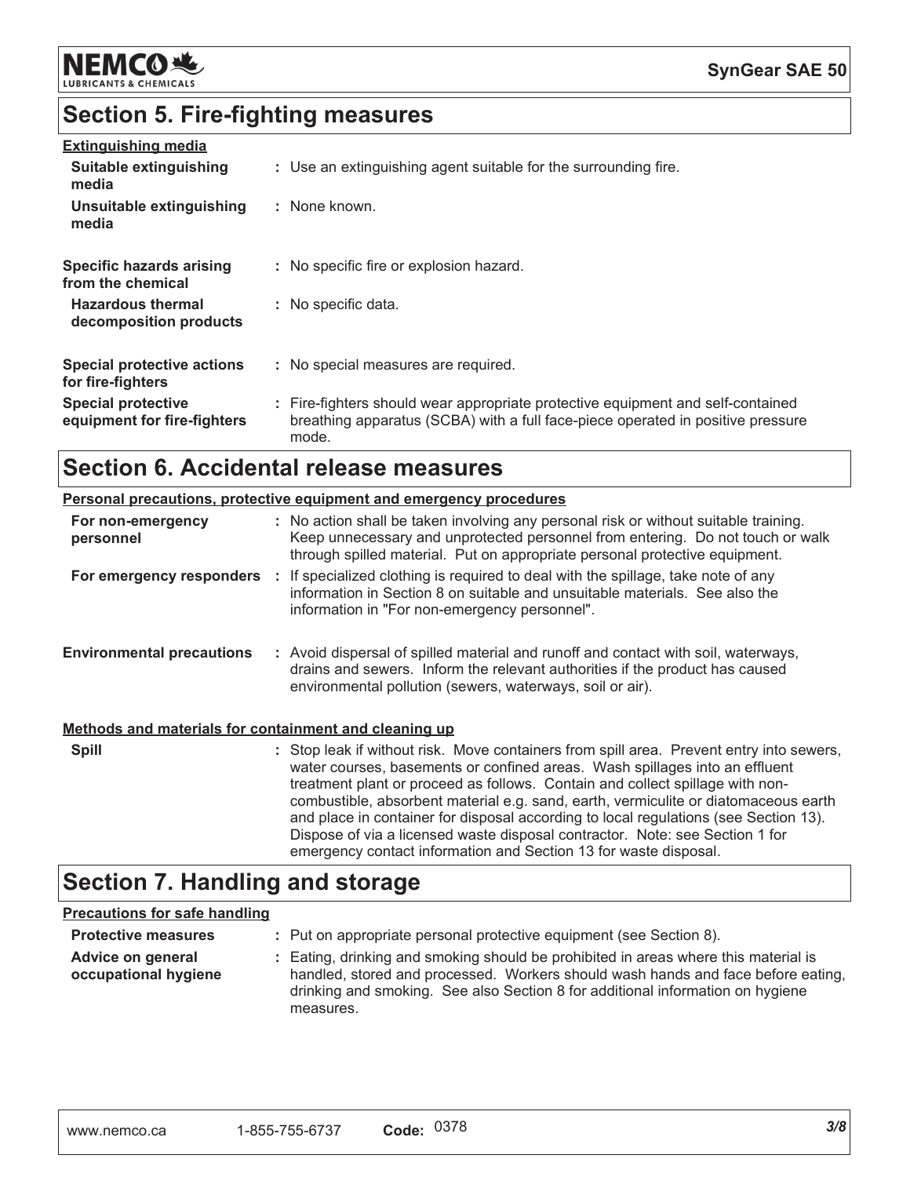## Section 5. Fire-fighting measures

**Extinguishing media**

| | |
|---|---|
| **Suitable extinguishing media** | : Use an extinguishing agent suitable for the surrounding fire. |
| **Unsuitable extinguishing media** | : None known. |
| **Specific hazards arising from the chemical** | : No specific fire or explosion hazard. |
| **Hazardous thermal decomposition products** | : No specific data. |
| **Special protective actions for fire-fighters** | : No special measures are required. |
| **Special protective equipment for fire-fighters** | : Fire-fighters should wear appropriate protective equipment and self-contained breathing apparatus (SCBA) with a full face-piece operated in positive pressure mode. |

## Section 6. Accidental release measures

**Personal precautions, protective equipment and emergency procedures**

| | |
|---|---|
| **For non-emergency personnel** | : No action shall be taken involving any personal risk or without suitable training. Keep unnecessary and unprotected personnel from entering. Do not touch or walk through spilled material. Put on appropriate personal protective equipment. |
| **For emergency responders** | : If specialized clothing is required to deal with the spillage, take note of any information in Section 8 on suitable and unsuitable materials. See also the information in "For non-emergency personnel". |
| **Environmental precautions** | : Avoid dispersal of spilled material and runoff and contact with soil, waterways, drains and sewers. Inform the relevant authorities if the product has caused environmental pollution (sewers, waterways, soil or air). |

**Methods and materials for containment and cleaning up**

| | |
|---|---|
| **Spill** | : Stop leak if without risk. Move containers from spill area. Prevent entry into sewers, water courses, basements or confined areas. Wash spillages into an effluent treatment plant or proceed as follows. Contain and collect spillage with non-combustible, absorbent material e.g. sand, earth, vermiculite or diatomaceous earth and place in container for disposal according to local regulations (see Section 13). Dispose of via a licensed waste disposal contractor. Note: see Section 1 for emergency contact information and Section 13 for waste disposal. |

## Section 7. Handling and storage

**Precautions for safe handling**

| | |
|---|---|
| **Protective measures** | : Put on appropriate personal protective equipment (see Section 8). |
| **Advice on general occupational hygiene** | : Eating, drinking and smoking should be prohibited in areas where this material is handled, stored and processed. Workers should wash hands and face before eating, drinking and smoking. See also Section 8 for additional information on hygiene measures. |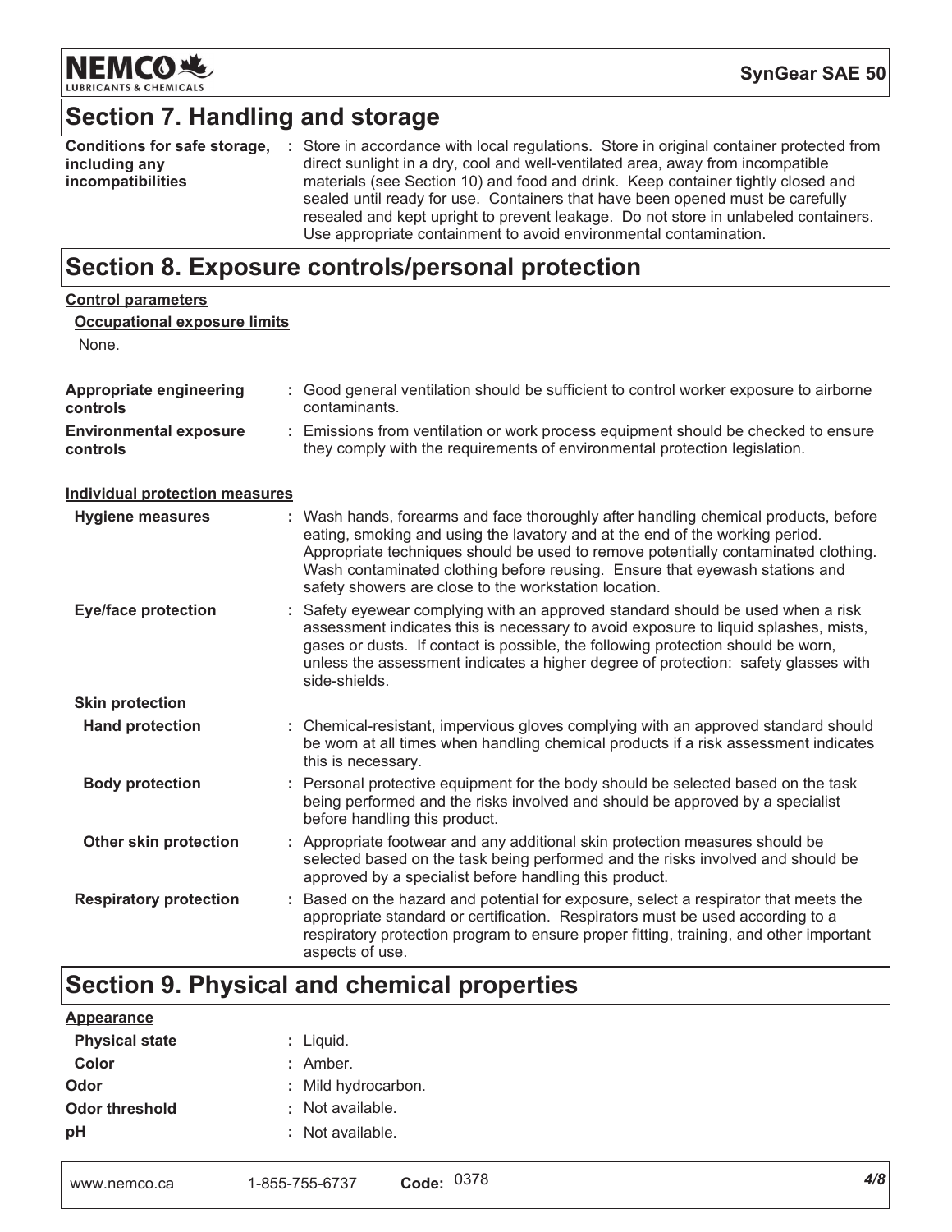## Section 7. Handling and storage

| | |
|---|---|
| **Conditions for safe storage, including any incompatibilities** | : Store in accordance with local regulations. Store in original container protected from direct sunlight in a dry, cool and well-ventilated area, away from incompatible materials (see Section 10) and food and drink. Keep container tightly closed and sealed until ready for use. Containers that have been opened must be carefully resealed and kept upright to prevent leakage. Do not store in unlabeled containers. Use appropriate containment to avoid environmental contamination. |

## Section 8. Exposure controls/personal protection

**Control parameters**

**Occupational exposure limits**

None.

| | |
|---|---|
| **Appropriate engineering controls** | : Good general ventilation should be sufficient to control worker exposure to airborne contaminants. |
| **Environmental exposure controls** | : Emissions from ventilation or work process equipment should be checked to ensure they comply with the requirements of environmental protection legislation. |

**Individual protection measures**

| | |
|---|---|
| **Hygiene measures** | : Wash hands, forearms and face thoroughly after handling chemical products, before eating, smoking and using the lavatory and at the end of the working period. Appropriate techniques should be used to remove potentially contaminated clothing. Wash contaminated clothing before reusing. Ensure that eyewash stations and safety showers are close to the workstation location. |
| **Eye/face protection** | : Safety eyewear complying with an approved standard should be used when a risk assessment indicates this is necessary to avoid exposure to liquid splashes, mists, gases or dusts. If contact is possible, the following protection should be worn, unless the assessment indicates a higher degree of protection: safety glasses with side-shields. |

**Skin protection**

| | |
|---|---|
| **Hand protection** | : Chemical-resistant, impervious gloves complying with an approved standard should be worn at all times when handling chemical products if a risk assessment indicates this is necessary. |
| **Body protection** | : Personal protective equipment for the body should be selected based on the task being performed and the risks involved and should be approved by a specialist before handling this product. |
| **Other skin protection** | : Appropriate footwear and any additional skin protection measures should be selected based on the task being performed and the risks involved and should be approved by a specialist before handling this product. |
| **Respiratory protection** | : Based on the hazard and potential for exposure, select a respirator that meets the appropriate standard or certification. Respirators must be used according to a respiratory protection program to ensure proper fitting, training, and other important aspects of use. |

## Section 9. Physical and chemical properties

**Appearance**

| | |
|---|---|
| **Physical state** | : Liquid. |
| **Color** | : Amber. |
| **Odor** | : Mild hydrocarbon. |
| **Odor threshold** | : Not available. |
| **pH** | : Not available. |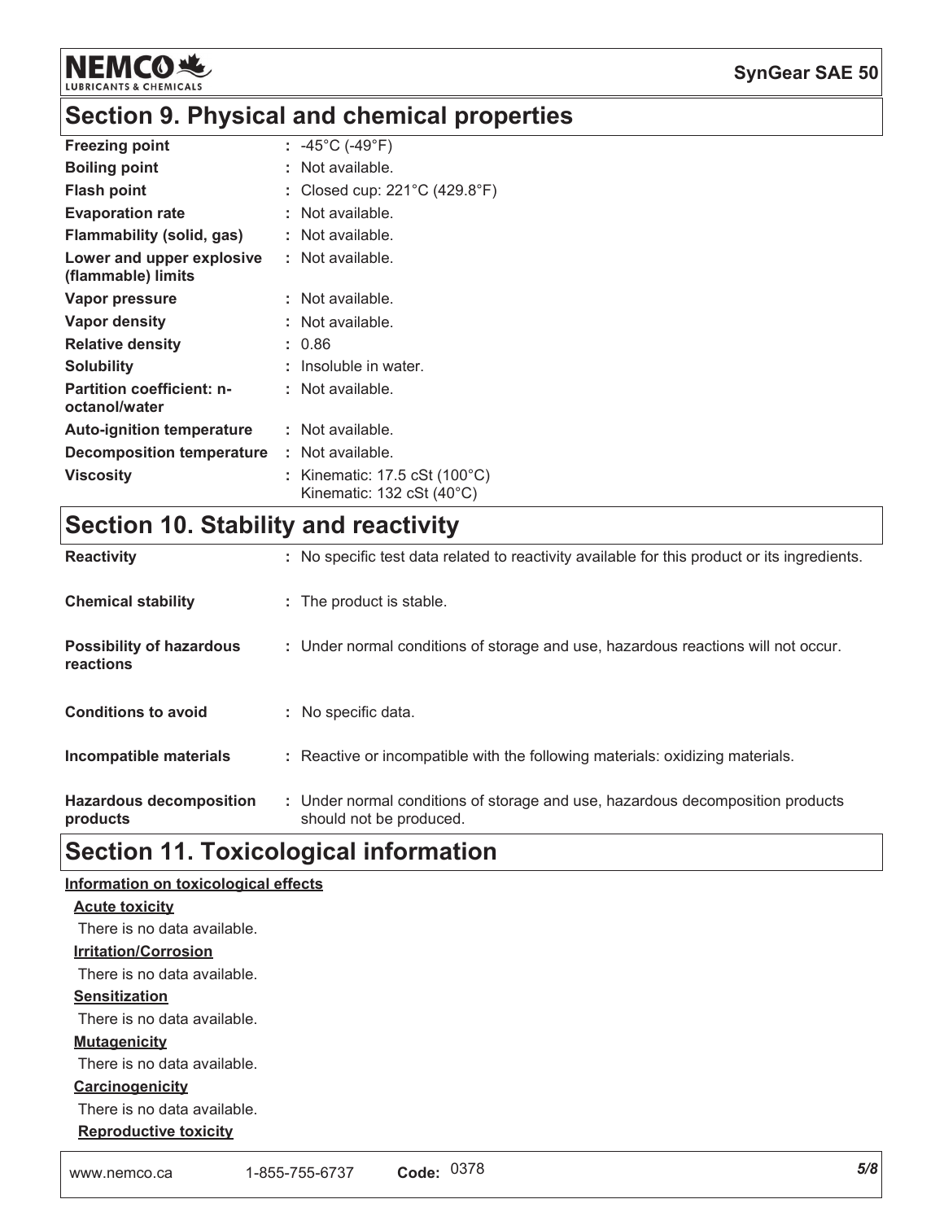## Section 9. Physical and chemical properties

| | |
|---|---|
| **Freezing point** | : -45°C (-49°F) |
| **Boiling point** | : Not available. |
| **Flash point** | : Closed cup: 221°C (429.8°F) |
| **Evaporation rate** | : Not available. |
| **Flammability (solid, gas)** | : Not available. |
| **Lower and upper explosive (flammable) limits** | : Not available. |
| **Vapor pressure** | : Not available. |
| **Vapor density** | : Not available. |
| **Relative density** | : 0.86 |
| **Solubility** | : Insoluble in water. |
| **Partition coefficient: n-octanol/water** | : Not available. |
| **Auto-ignition temperature** | : Not available. |
| **Decomposition temperature** | : Not available. |
| **Viscosity** | : Kinematic: 17.5 cSt (100°C)<br>Kinematic: 132 cSt (40°C) |

## Section 10. Stability and reactivity

| | |
|---|---|
| **Reactivity** | : No specific test data related to reactivity available for this product or its ingredients. |
| **Chemical stability** | : The product is stable. |
| **Possibility of hazardous reactions** | : Under normal conditions of storage and use, hazardous reactions will not occur. |
| **Conditions to avoid** | : No specific data. |
| **Incompatible materials** | : Reactive or incompatible with the following materials: oxidizing materials. |
| **Hazardous decomposition products** | : Under normal conditions of storage and use, hazardous decomposition products should not be produced. |

## Section 11. Toxicological information

**Information on toxicological effects**

**Acute toxicity**

There is no data available.

**Irritation/Corrosion**

There is no data available.

**Sensitization**

There is no data available.

**Mutagenicity**

There is no data available.

**Carcinogenicity**

There is no data available.

**Reproductive toxicity**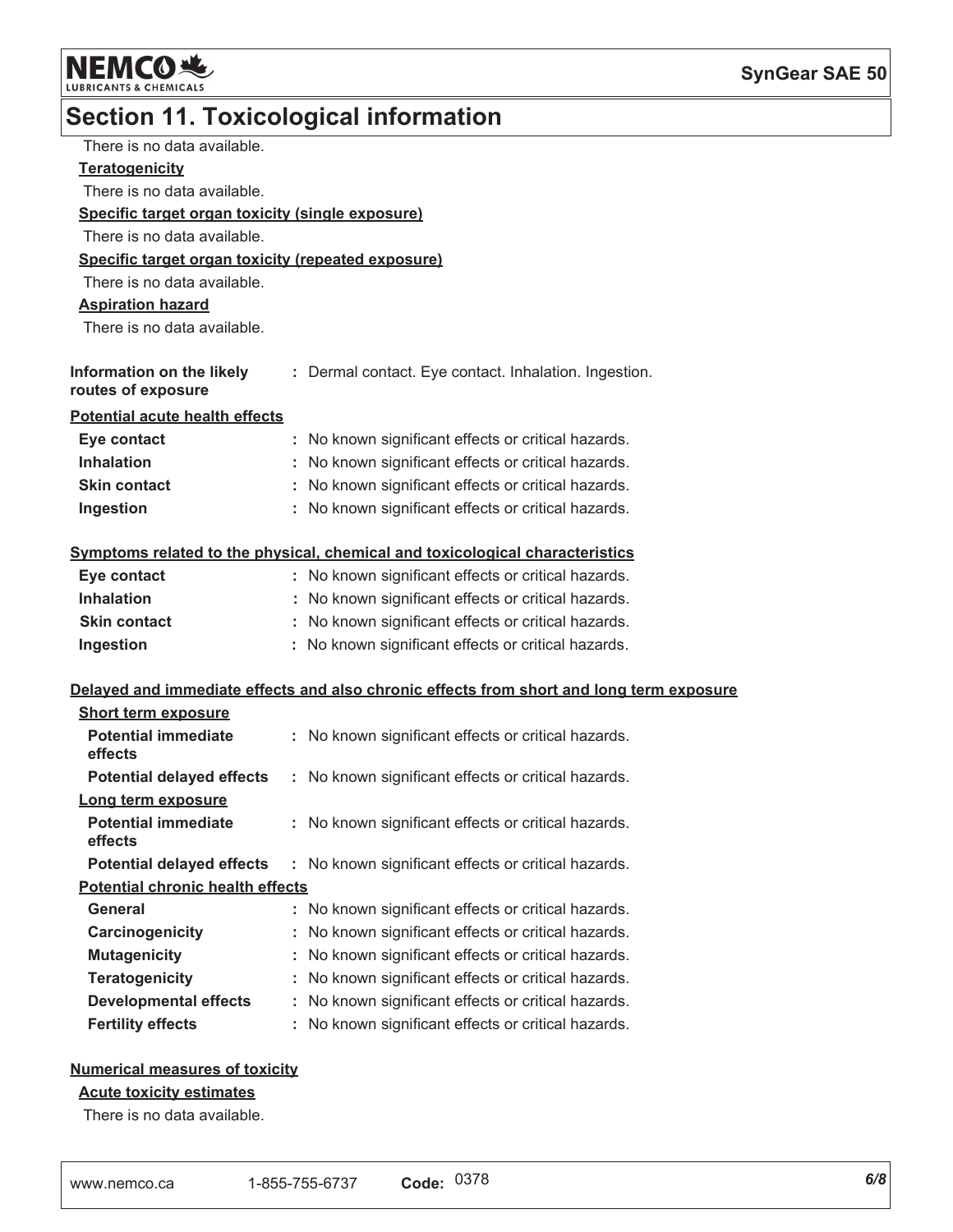## Section 11. Toxicological information

There is no data available.

**Teratogenicity**

There is no data available.

**Specific target organ toxicity (single exposure)**

There is no data available.

**Specific target organ toxicity (repeated exposure)**

There is no data available.

**Aspiration hazard**

There is no data available.

**Information on the likely routes of exposure** : Dermal contact. Eye contact. Inhalation. Ingestion.

**Potential acute health effects**

| | |
|---|---|
| **Eye contact** | : No known significant effects or critical hazards. |
| **Inhalation** | : No known significant effects or critical hazards. |
| **Skin contact** | : No known significant effects or critical hazards. |
| **Ingestion** | : No known significant effects or critical hazards. |

**Symptoms related to the physical, chemical and toxicological characteristics**

| | |
|---|---|
| **Eye contact** | : No known significant effects or critical hazards. |
| **Inhalation** | : No known significant effects or critical hazards. |
| **Skin contact** | : No known significant effects or critical hazards. |
| **Ingestion** | : No known significant effects or critical hazards. |

**Delayed and immediate effects and also chronic effects from short and long term exposure**

**Short term exposure**

| | |
|---|---|
| **Potential immediate effects** | : No known significant effects or critical hazards. |
| **Potential delayed effects** | : No known significant effects or critical hazards. |

**Long term exposure**

| | |
|---|---|
| **Potential immediate effects** | : No known significant effects or critical hazards. |
| **Potential delayed effects** | : No known significant effects or critical hazards. |

**Potential chronic health effects**

| | |
|---|---|
| **General** | : No known significant effects or critical hazards. |
| **Carcinogenicity** | : No known significant effects or critical hazards. |
| **Mutagenicity** | : No known significant effects or critical hazards. |
| **Teratogenicity** | : No known significant effects or critical hazards. |
| **Developmental effects** | : No known significant effects or critical hazards. |
| **Fertility effects** | : No known significant effects or critical hazards. |

**Numerical measures of toxicity**

**Acute toxicity estimates**

There is no data available.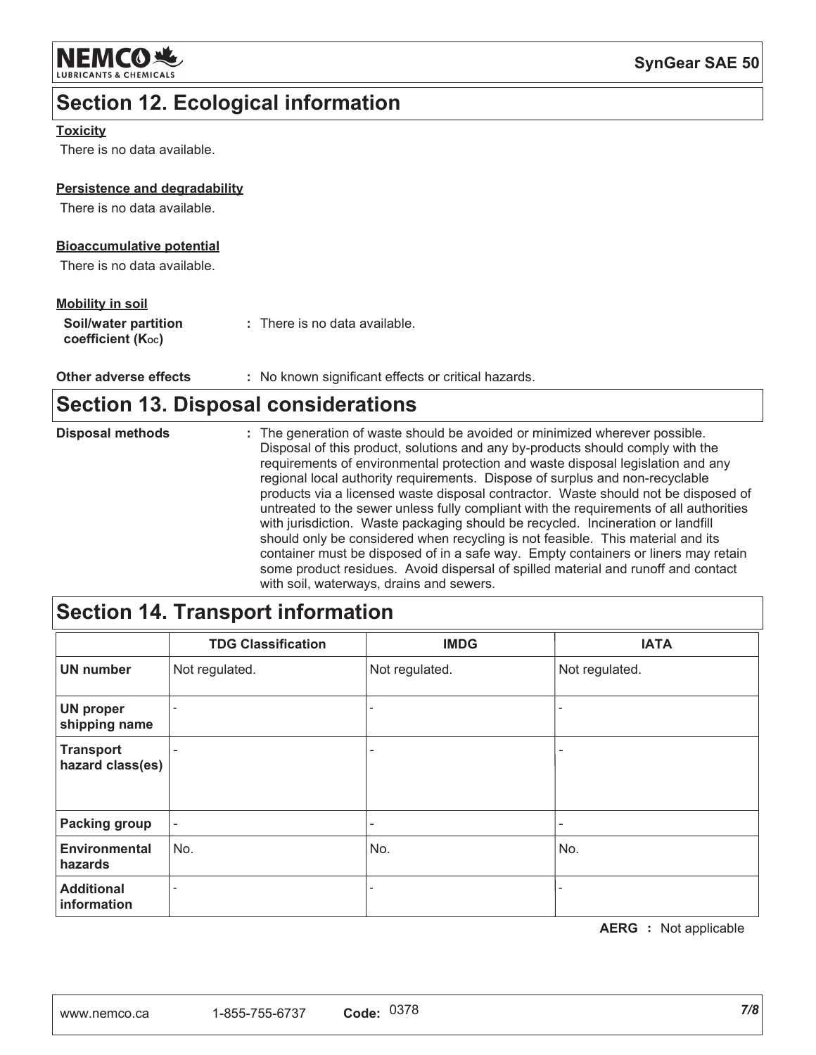## Section 12. Ecological information

**Toxicity**

There is no data available.

**Persistence and degradability**

There is no data available.

**Bioaccumulative potential**

There is no data available.

**Mobility in soil**

**Soil/water partition coefficient ($K_{OC}$)** : There is no data available.

**Other adverse effects** : No known significant effects or critical hazards.

## Section 13. Disposal considerations

**Disposal methods** : The generation of waste should be avoided or minimized wherever possible. Disposal of this product, solutions and any by-products should comply with the requirements of environmental protection and waste disposal legislation and any regional local authority requirements. Dispose of surplus and non-recyclable products via a licensed waste disposal contractor. Waste should not be disposed of untreated to the sewer unless fully compliant with the requirements of all authorities with jurisdiction. Waste packaging should be recycled. Incineration or landfill should only be considered when recycling is not feasible. This material and its container must be disposed of in a safe way. Empty containers or liners may retain some product residues. Avoid dispersal of spilled material and runoff and contact with soil, waterways, drains and sewers.

## Section 14. Transport information

| | TDG Classification | IMDG | IATA |
|---|---|---|---|
| **UN number** | Not regulated. | Not regulated. | Not regulated. |
| **UN proper shipping name** | - | - | - |
| **Transport hazard class(es)** | - | - | - |
| **Packing group** | - | - | - |
| **Environmental hazards** | No. | No. | No. |
| **Additional information** | - | - | - |

**AERG** : Not applicable

www.nemco.ca 1-855-755-6737 **Code:** 0378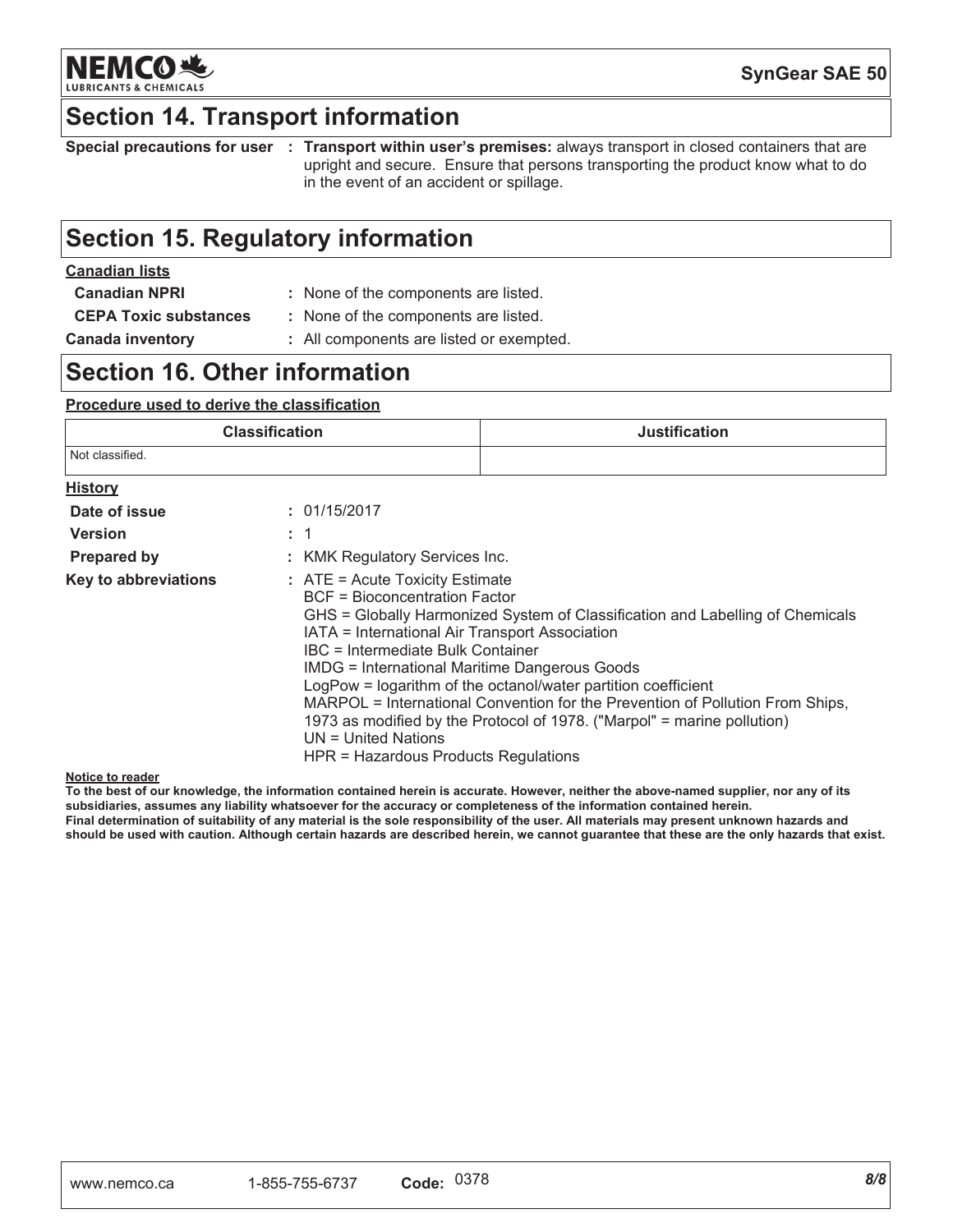## Section 14. Transport information

**Special precautions for user** : **Transport within user's premises:** always transport in closed containers that are upright and secure. Ensure that persons transporting the product know what to do in the event of an accident or spillage.

## Section 15. Regulatory information

**Canadian lists**

**Canadian NPRI** : None of the components are listed.

**CEPA Toxic substances** : None of the components are listed.

**Canada inventory** : All components are listed or exempted.

## Section 16. Other information

**Procedure used to derive the classification**

| Classification | Justification |
| --- | --- |
| Not classified. | |

**History**

**Date of issue** : 01/15/2017

**Version** : 1

**Prepared by** : KMK Regulatory Services Inc.

**Key to abbreviations** : ATE = Acute Toxicity Estimate
BCF = Bioconcentration Factor
GHS = Globally Harmonized System of Classification and Labelling of Chemicals
IATA = International Air Transport Association
IBC = Intermediate Bulk Container
IMDG = International Maritime Dangerous Goods
LogPow = logarithm of the octanol/water partition coefficient
MARPOL = International Convention for the Prevention of Pollution From Ships, 1973 as modified by the Protocol of 1978. ("Marpol" = marine pollution)
UN = United Nations
HPR = Hazardous Products Regulations

**Notice to reader**

**To the best of our knowledge, the information contained herein is accurate. However, neither the above-named supplier, nor any of its subsidiaries, assumes any liability whatsoever for the accuracy or completeness of the information contained herein.**
**Final determination of suitability of any material is the sole responsibility of the user. All materials may present unknown hazards and should be used with caution. Although certain hazards are described herein, we cannot guarantee that these are the only hazards that exist.**